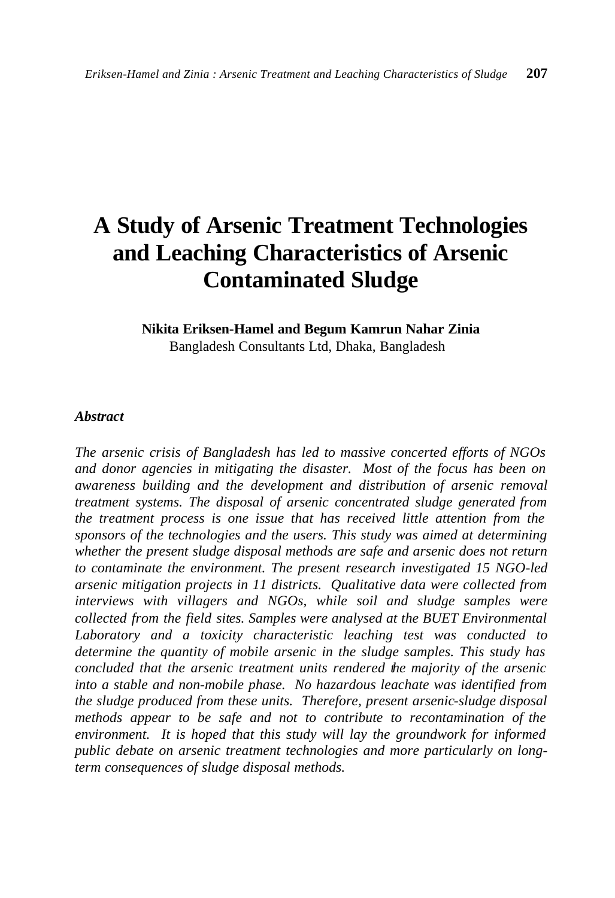# A Study of Arsenic Treatment Technologies and Leaching Characteristics of Arsenic Contaminated Sludge

**Nikita Eriksen-Hamel and Begum Kamrun Nahar Zinia**
Bangladesh Consultants Ltd, Dhaka, Bangladesh

***Abstract***

*The arsenic crisis of Bangladesh has led to massive concerted efforts of NGOs and donor agencies in mitigating the disaster. Most of the focus has been on awareness building and the development and distribution of arsenic removal treatment systems. The disposal of arsenic concentrated sludge generated from the treatment process is one issue that has received little attention from the sponsors of the technologies and the users. This study was aimed at determining whether the present sludge disposal methods are safe and arsenic does not return to contaminate the environment. The present research investigated 15 NGO-led arsenic mitigation projects in 11 districts. Qualitative data were collected from interviews with villagers and NGOs, while soil and sludge samples were collected from the field sites. Samples were analysed at the BUET Environmental Laboratory and a toxicity characteristic leaching test was conducted to determine the quantity of mobile arsenic in the sludge samples. This study has concluded that the arsenic treatment units rendered the majority of the arsenic into a stable and non-mobile phase. No hazardous leachate was identified from the sludge produced from these units. Therefore, present arsenic-sludge disposal methods appear to be safe and not to contribute to recontamination of the environment. It is hoped that this study will lay the groundwork for informed public debate on arsenic treatment technologies and more particularly on long-term consequences of sludge disposal methods.*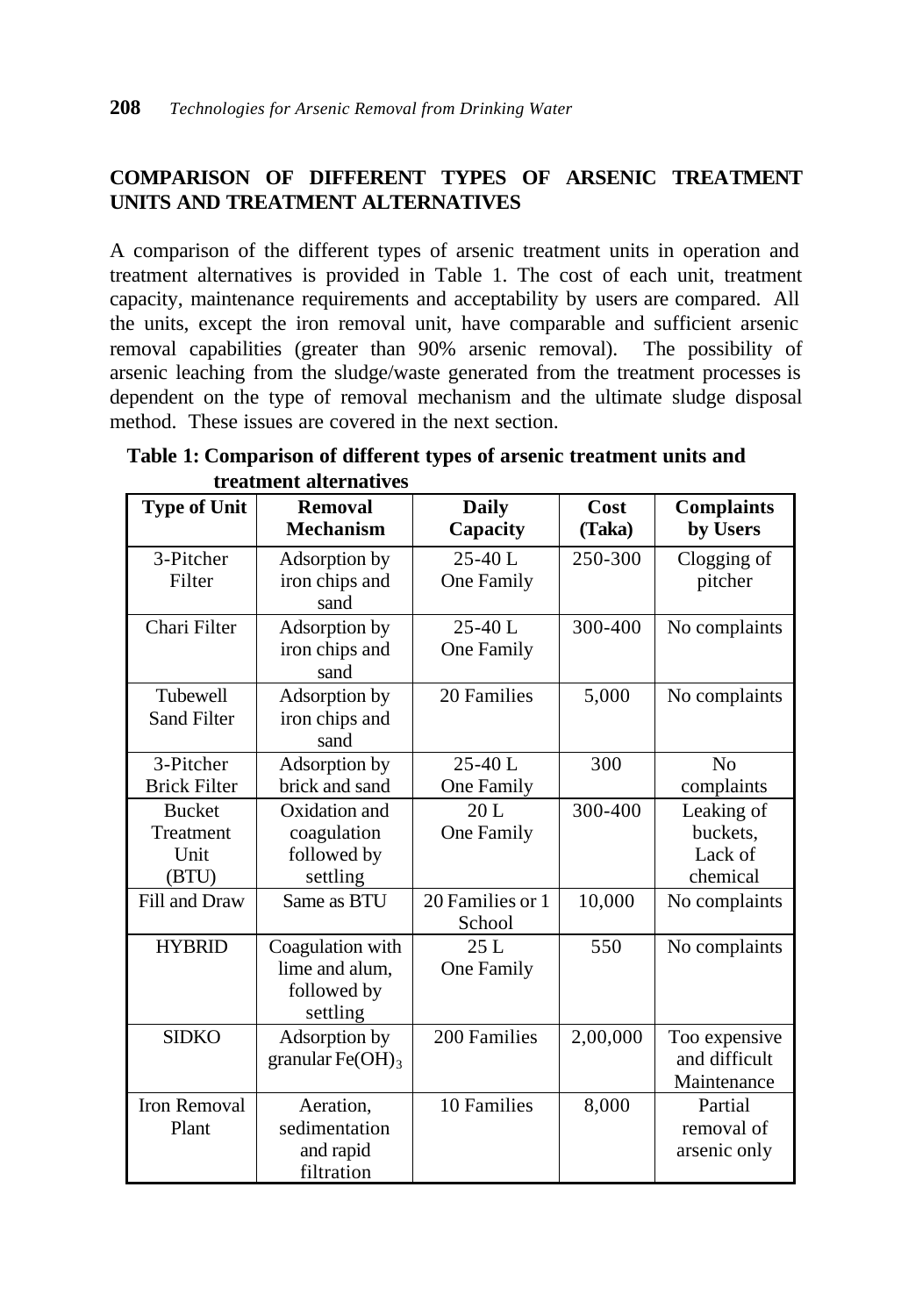## COMPARISON OF DIFFERENT TYPES OF ARSENIC TREATMENT UNITS AND TREATMENT ALTERNATIVES

A comparison of the different types of arsenic treatment units in operation and treatment alternatives is provided in Table 1. The cost of each unit, treatment capacity, maintenance requirements and acceptability by users are compared. All the units, except the iron removal unit, have comparable and sufficient arsenic removal capabilities (greater than 90% arsenic removal). The possibility of arsenic leaching from the sludge/waste generated from the treatment processes is dependent on the type of removal mechanism and the ultimate sludge disposal method. These issues are covered in the next section.

**Table 1: Comparison of different types of arsenic treatment units and treatment alternatives**

| Type of Unit | Removal Mechanism | Daily Capacity | Cost (Taka) | Complaints by Users |
|---|---|---|---|---|
| 3-Pitcher Filter | Adsorption by iron chips and sand | 25-40 L One Family | 250-300 | Clogging of pitcher |
| Chari Filter | Adsorption by iron chips and sand | 25-40 L One Family | 300-400 | No complaints |
| Tubewell Sand Filter | Adsorption by iron chips and sand | 20 Families | 5,000 | No complaints |
| 3-Pitcher Brick Filter | Adsorption by brick and sand | 25-40 L One Family | 300 | No complaints |
| Bucket Treatment Unit (BTU) | Oxidation and coagulation followed by settling | 20 L One Family | 300-400 | Leaking of buckets, Lack of chemical |
| Fill and Draw | Same as BTU | 20 Families or 1 School | 10,000 | No complaints |
| HYBRID | Coagulation with lime and alum, followed by settling | 25 L One Family | 550 | No complaints |
| SIDKO | Adsorption by granular $Fe(OH)_3$ | 200 Families | 2,00,000 | Too expensive and difficult Maintenance |
| Iron Removal Plant | Aeration, sedimentation and rapid filtration | 10 Families | 8,000 | Partial removal of arsenic only |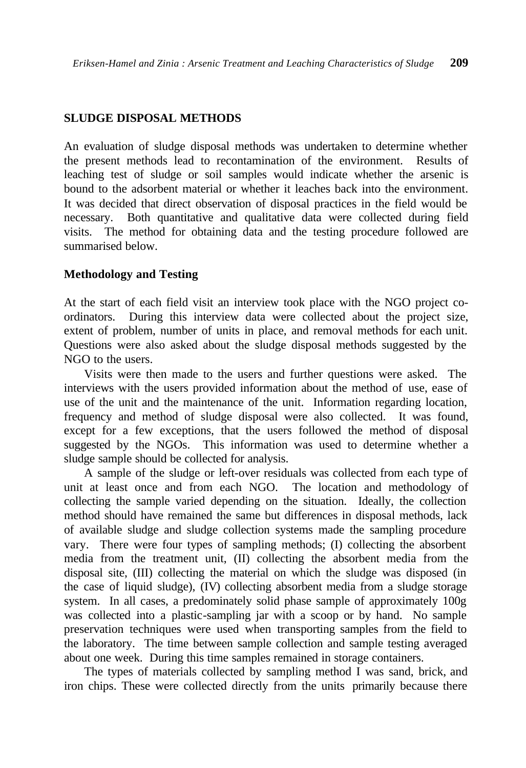## SLUDGE DISPOSAL METHODS

An evaluation of sludge disposal methods was undertaken to determine whether the present methods lead to recontamination of the environment. Results of leaching test of sludge or soil samples would indicate whether the arsenic is bound to the adsorbent material or whether it leaches back into the environment. It was decided that direct observation of disposal practices in the field would be necessary. Both quantitative and qualitative data were collected during field visits. The method for obtaining data and the testing procedure followed are summarised below.

### Methodology and Testing

At the start of each field visit an interview took place with the NGO project co-ordinators. During this interview data were collected about the project size, extent of problem, number of units in place, and removal methods for each unit. Questions were also asked about the sludge disposal methods suggested by the NGO to the users.

Visits were then made to the users and further questions were asked. The interviews with the users provided information about the method of use, ease of use of the unit and the maintenance of the unit. Information regarding location, frequency and method of sludge disposal were also collected. It was found, except for a few exceptions, that the users followed the method of disposal suggested by the NGOs. This information was used to determine whether a sludge sample should be collected for analysis.

A sample of the sludge or left-over residuals was collected from each type of unit at least once and from each NGO. The location and methodology of collecting the sample varied depending on the situation. Ideally, the collection method should have remained the same but differences in disposal methods, lack of available sludge and sludge collection systems made the sampling procedure vary. There were four types of sampling methods; (I) collecting the absorbent media from the treatment unit, (II) collecting the absorbent media from the disposal site, (III) collecting the material on which the sludge was disposed (in the case of liquid sludge), (IV) collecting absorbent media from a sludge storage system. In all cases, a predominately solid phase sample of approximately 100g was collected into a plastic-sampling jar with a scoop or by hand. No sample preservation techniques were used when transporting samples from the field to the laboratory. The time between sample collection and sample testing averaged about one week. During this time samples remained in storage containers.

The types of materials collected by sampling method I was sand, brick, and iron chips. These were collected directly from the units primarily because there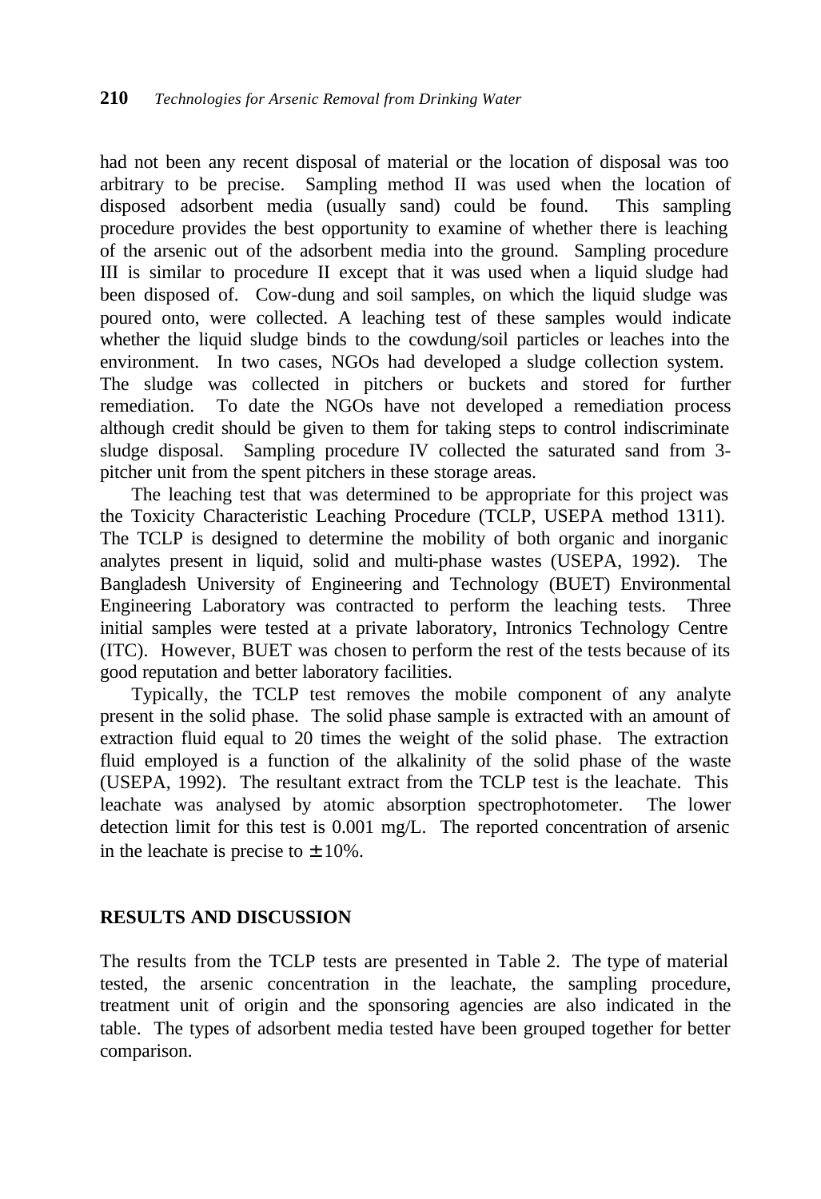had not been any recent disposal of material or the location of disposal was too arbitrary to be precise. Sampling method II was used when the location of disposed adsorbent media (usually sand) could be found. This sampling procedure provides the best opportunity to examine of whether there is leaching of the arsenic out of the adsorbent media into the ground. Sampling procedure III is similar to procedure II except that it was used when a liquid sludge had been disposed of. Cow-dung and soil samples, on which the liquid sludge was poured onto, were collected. A leaching test of these samples would indicate whether the liquid sludge binds to the cowdung/soil particles or leaches into the environment. In two cases, NGOs had developed a sludge collection system. The sludge was collected in pitchers or buckets and stored for further remediation. To date the NGOs have not developed a remediation process although credit should be given to them for taking steps to control indiscriminate sludge disposal. Sampling procedure IV collected the saturated sand from 3-pitcher unit from the spent pitchers in these storage areas.

The leaching test that was determined to be appropriate for this project was the Toxicity Characteristic Leaching Procedure (TCLP, USEPA method 1311). The TCLP is designed to determine the mobility of both organic and inorganic analytes present in liquid, solid and multi-phase wastes (USEPA, 1992). The Bangladesh University of Engineering and Technology (BUET) Environmental Engineering Laboratory was contracted to perform the leaching tests. Three initial samples were tested at a private laboratory, Intronics Technology Centre (ITC). However, BUET was chosen to perform the rest of the tests because of its good reputation and better laboratory facilities.

Typically, the TCLP test removes the mobile component of any analyte present in the solid phase. The solid phase sample is extracted with an amount of extraction fluid equal to 20 times the weight of the solid phase. The extraction fluid employed is a function of the alkalinity of the solid phase of the waste (USEPA, 1992). The resultant extract from the TCLP test is the leachate. This leachate was analysed by atomic absorption spectrophotometer. The lower detection limit for this test is 0.001 mg/L. The reported concentration of arsenic in the leachate is precise to $\pm 10\%$.

## RESULTS AND DISCUSSION

The results from the TCLP tests are presented in Table 2. The type of material tested, the arsenic concentration in the leachate, the sampling procedure, treatment unit of origin and the sponsoring agencies are also indicated in the table. The types of adsorbent media tested have been grouped together for better comparison.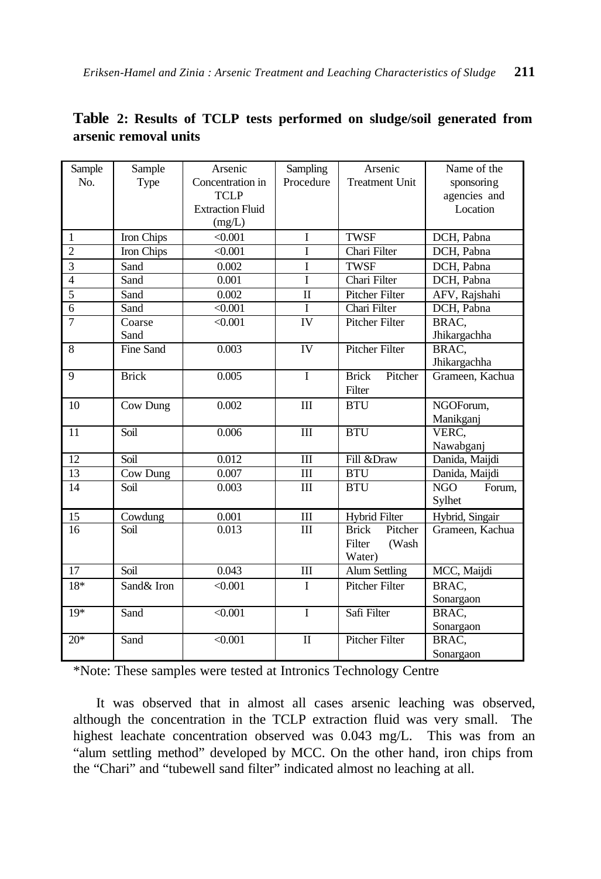**Table 2: Results of TCLP tests performed on sludge/soil generated from arsenic removal units**

| Sample No. | Sample Type | Arsenic Concentration in TCLP Extraction Fluid (mg/L) | Sampling Procedure | Arsenic Treatment Unit | Name of the sponsoring agencies and Location |
|---|---|---|---|---|---|
| 1 | Iron Chips | <0.001 | I | TWSF | DCH, Pabna |
| 2 | Iron Chips | <0.001 | I | Chari Filter | DCH, Pabna |
| 3 | Sand | 0.002 | I | TWSF | DCH, Pabna |
| 4 | Sand | 0.001 | I | Chari Filter | DCH, Pabna |
| 5 | Sand | 0.002 | II | Pitcher Filter | AFV, Rajshahi |
| 6 | Sand | <0.001 | I | Chari Filter | DCH, Pabna |
| 7 | Coarse Sand | <0.001 | IV | Pitcher Filter | BRAC, Jhikargachha |
| 8 | Fine Sand | 0.003 | IV | Pitcher Filter | BRAC, Jhikargachha |
| 9 | Brick | 0.005 | I | Brick Pitcher Filter | Grameen, Kachua |
| 10 | Cow Dung | 0.002 | III | BTU | NGOForum, Manikganj |
| 11 | Soil | 0.006 | III | BTU | VERC, Nawabganj |
| 12 | Soil | 0.012 | III | Fill &Draw | Danida, Maijdi |
| 13 | Cow Dung | 0.007 | III | BTU | Danida, Maijdi |
| 14 | Soil | 0.003 | III | BTU | NGO Forum, Sylhet |
| 15 | Cowdung | 0.001 | III | Hybrid Filter | Hybrid, Singair |
| 16 | Soil | 0.013 | III | Brick Pitcher Filter (Wash Water) | Grameen, Kachua |
| 17 | Soil | 0.043 | III | Alum Settling | MCC, Maijdi |
| 18* | Sand& Iron | <0.001 | I | Pitcher Filter | BRAC, Sonargaon |
| 19* | Sand | <0.001 | I | Safi Filter | BRAC, Sonargaon |
| 20* | Sand | <0.001 | II | Pitcher Filter | BRAC, Sonargaon |

*Note: These samples were tested at Intronics Technology Centre

It was observed that in almost all cases arsenic leaching was observed, although the concentration in the TCLP extraction fluid was very small. The highest leachate concentration observed was 0.043 mg/L. This was from an "alum settling method" developed by MCC. On the other hand, iron chips from the "Chari" and "tubewell sand filter" indicated almost no leaching at all.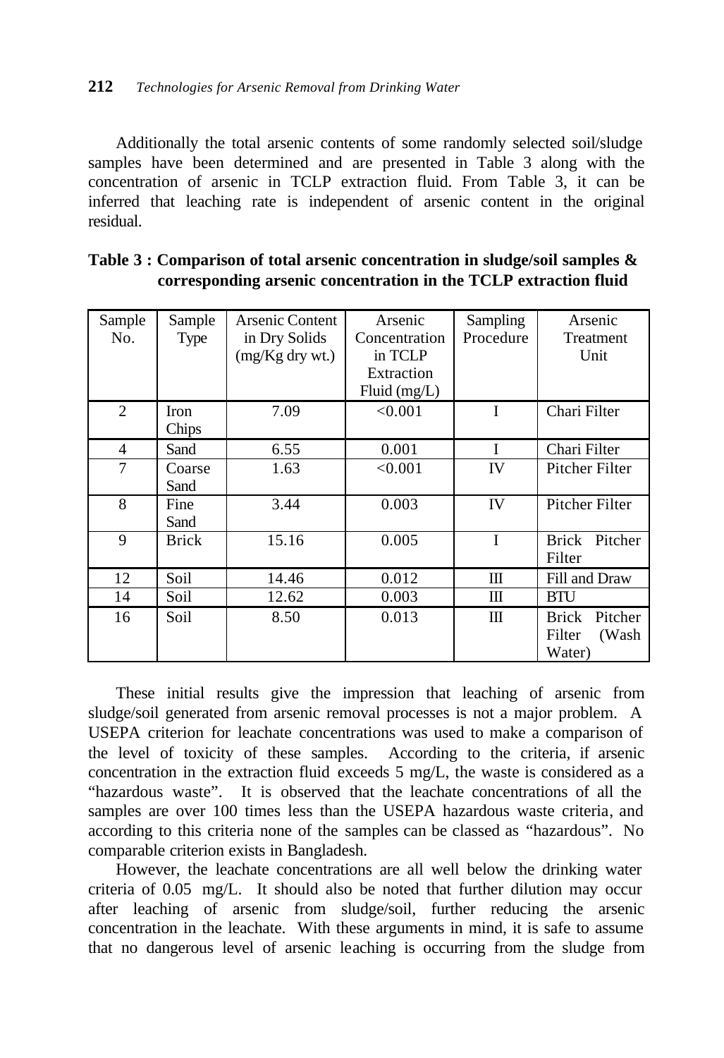Additionally the total arsenic contents of some randomly selected soil/sludge samples have been determined and are presented in Table 3 along with the concentration of arsenic in TCLP extraction fluid. From Table 3, it can be inferred that leaching rate is independent of arsenic content in the original residual.

**Table 3 : Comparison of total arsenic concentration in sludge/soil samples & corresponding arsenic concentration in the TCLP extraction fluid**

| Sample No. | Sample Type | Arsenic Content in Dry Solids (mg/Kg dry wt.) | Arsenic Concentration in TCLP Extraction Fluid (mg/L) | Sampling Procedure | Arsenic Treatment Unit |
|---|---|---|---|---|---|
| 2 | Iron Chips | 7.09 | <0.001 | I | Chari Filter |
| 4 | Sand | 6.55 | 0.001 | I | Chari Filter |
| 7 | Coarse Sand | 1.63 | <0.001 | IV | Pitcher Filter |
| 8 | Fine Sand | 3.44 | 0.003 | IV | Pitcher Filter |
| 9 | Brick | 15.16 | 0.005 | I | Brick Pitcher Filter |
| 12 | Soil | 14.46 | 0.012 | III | Fill and Draw |
| 14 | Soil | 12.62 | 0.003 | III | BTU |
| 16 | Soil | 8.50 | 0.013 | III | Brick Pitcher Filter (Wash Water) |

These initial results give the impression that leaching of arsenic from sludge/soil generated from arsenic removal processes is not a major problem. A USEPA criterion for leachate concentrations was used to make a comparison of the level of toxicity of these samples. According to the criteria, if arsenic concentration in the extraction fluid exceeds 5 mg/L, the waste is considered as a "hazardous waste". It is observed that the leachate concentrations of all the samples are over 100 times less than the USEPA hazardous waste criteria, and according to this criteria none of the samples can be classed as "hazardous". No comparable criterion exists in Bangladesh.

However, the leachate concentrations are all well below the drinking water criteria of 0.05 mg/L. It should also be noted that further dilution may occur after leaching of arsenic from sludge/soil, further reducing the arsenic concentration in the leachate. With these arguments in mind, it is safe to assume that no dangerous level of arsenic leaching is occurring from the sludge from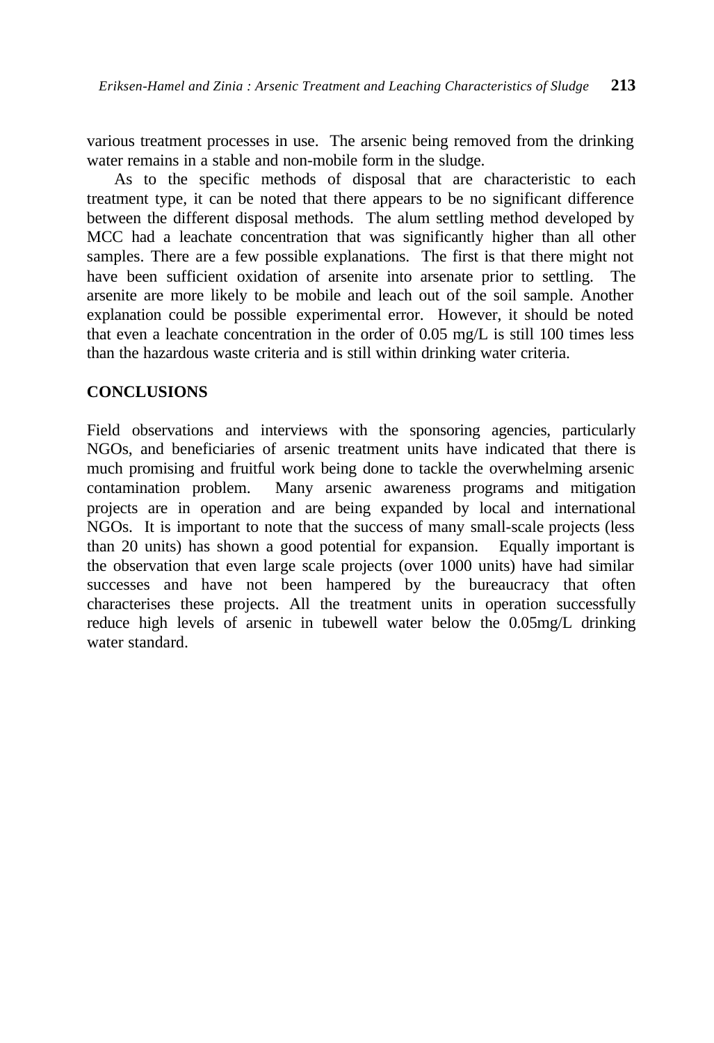various treatment processes in use. The arsenic being removed from the drinking water remains in a stable and non-mobile form in the sludge.

As to the specific methods of disposal that are characteristic to each treatment type, it can be noted that there appears to be no significant difference between the different disposal methods. The alum settling method developed by MCC had a leachate concentration that was significantly higher than all other samples. There are a few possible explanations. The first is that there might not have been sufficient oxidation of arsenite into arsenate prior to settling. The arsenite are more likely to be mobile and leach out of the soil sample. Another explanation could be possible experimental error. However, it should be noted that even a leachate concentration in the order of 0.05 mg/L is still 100 times less than the hazardous waste criteria and is still within drinking water criteria.

## CONCLUSIONS

Field observations and interviews with the sponsoring agencies, particularly NGOs, and beneficiaries of arsenic treatment units have indicated that there is much promising and fruitful work being done to tackle the overwhelming arsenic contamination problem. Many arsenic awareness programs and mitigation projects are in operation and are being expanded by local and international NGOs. It is important to note that the success of many small-scale projects (less than 20 units) has shown a good potential for expansion. Equally important is the observation that even large scale projects (over 1000 units) have had similar successes and have not been hampered by the bureaucracy that often characterises these projects. All the treatment units in operation successfully reduce high levels of arsenic in tubewell water below the 0.05mg/L drinking water standard.